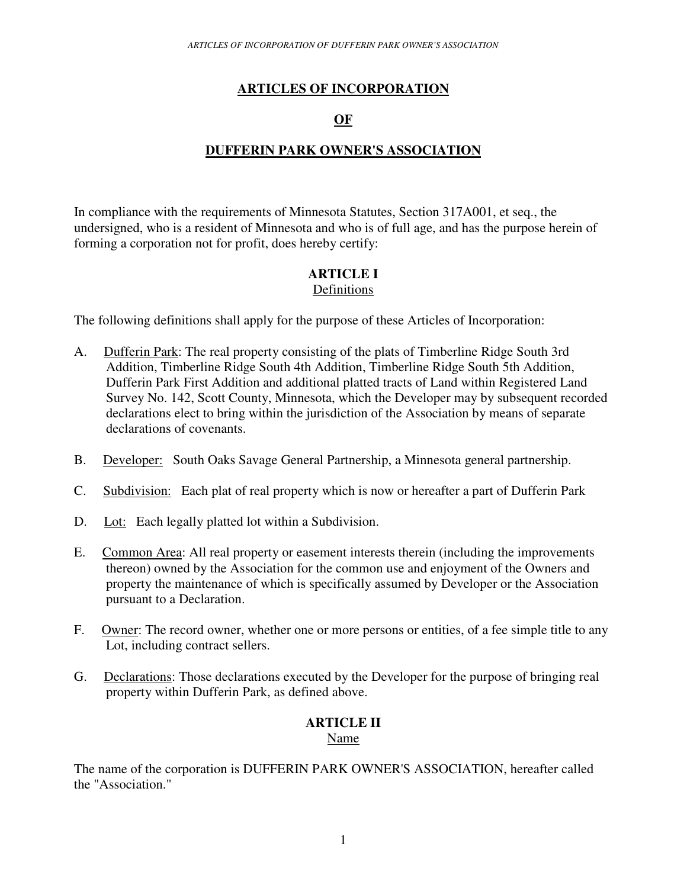# ARTICLES OF INCORPORATION

# OF

# DUFFERIN PARK OWNER'S ASSOCIATION

In compliance with the requirements of Minnesota Statutes, Section 317A001, et seq., the undersigned, who is a resident of Minnesota and who is of full age, and has the purpose herein of forming a corporation not for profit, does hereby certify:

## ARTICLE I
Definitions

The following definitions shall apply for the purpose of these Articles of Incorporation:

A. Dufferin Park: The real property consisting of the plats of Timberline Ridge South 3rd Addition, Timberline Ridge South 4th Addition, Timberline Ridge South 5th Addition, Dufferin Park First Addition and additional platted tracts of Land within Registered Land Survey No. 142, Scott County, Minnesota, which the Developer may by subsequent recorded declarations elect to bring within the jurisdiction of the Association by means of separate declarations of covenants.

B. Developer: South Oaks Savage General Partnership, a Minnesota general partnership.

C. Subdivision: Each plat of real property which is now or hereafter a part of Dufferin Park

D. Lot: Each legally platted lot within a Subdivision.

E. Common Area: All real property or easement interests therein (including the improvements thereon) owned by the Association for the common use and enjoyment of the Owners and property the maintenance of which is specifically assumed by Developer or the Association pursuant to a Declaration.

F. Owner: The record owner, whether one or more persons or entities, of a fee simple title to any Lot, including contract sellers.

G. Declarations: Those declarations executed by the Developer for the purpose of bringing real property within Dufferin Park, as defined above.

## ARTICLE II
Name

The name of the corporation is DUFFERIN PARK OWNER'S ASSOCIATION, hereafter called the "Association."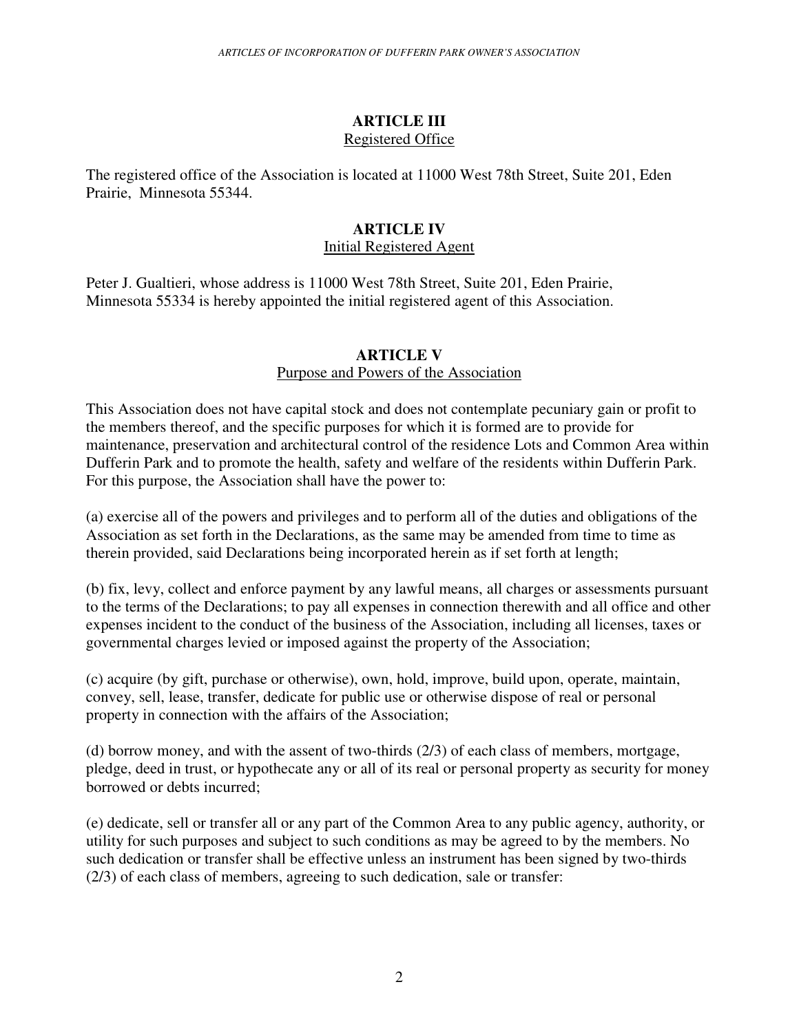## ARTICLE III

Registered Office

The registered office of the Association is located at 11000 West 78th Street, Suite 201, Eden Prairie, Minnesota 55344.

## ARTICLE IV

Initial Registered Agent

Peter J. Gualtieri, whose address is 11000 West 78th Street, Suite 201, Eden Prairie, Minnesota 55334 is hereby appointed the initial registered agent of this Association.

## ARTICLE V

Purpose and Powers of the Association

This Association does not have capital stock and does not contemplate pecuniary gain or profit to the members thereof, and the specific purposes for which it is formed are to provide for maintenance, preservation and architectural control of the residence Lots and Common Area within Dufferin Park and to promote the health, safety and welfare of the residents within Dufferin Park. For this purpose, the Association shall have the power to:

(a) exercise all of the powers and privileges and to perform all of the duties and obligations of the Association as set forth in the Declarations, as the same may be amended from time to time as therein provided, said Declarations being incorporated herein as if set forth at length;

(b) fix, levy, collect and enforce payment by any lawful means, all charges or assessments pursuant to the terms of the Declarations; to pay all expenses in connection therewith and all office and other expenses incident to the conduct of the business of the Association, including all licenses, taxes or governmental charges levied or imposed against the property of the Association;

(c) acquire (by gift, purchase or otherwise), own, hold, improve, build upon, operate, maintain, convey, sell, lease, transfer, dedicate for public use or otherwise dispose of real or personal property in connection with the affairs of the Association;

(d) borrow money, and with the assent of two-thirds (2/3) of each class of members, mortgage, pledge, deed in trust, or hypothecate any or all of its real or personal property as security for money borrowed or debts incurred;

(e) dedicate, sell or transfer all or any part of the Common Area to any public agency, authority, or utility for such purposes and subject to such conditions as may be agreed to by the members. No such dedication or transfer shall be effective unless an instrument has been signed by two-thirds (2/3) of each class of members, agreeing to such dedication, sale or transfer: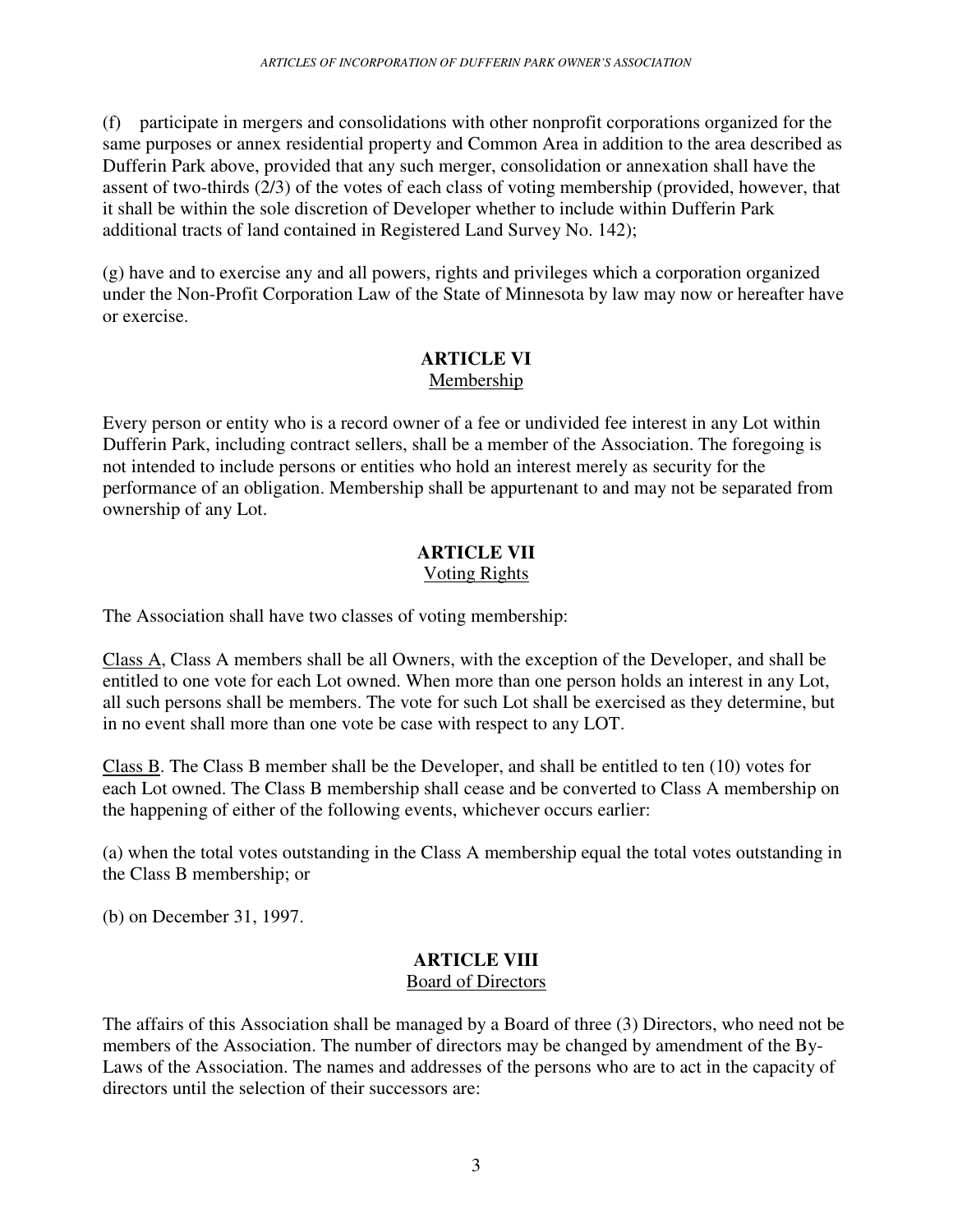(f) participate in mergers and consolidations with other nonprofit corporations organized for the same purposes or annex residential property and Common Area in addition to the area described as Dufferin Park above, provided that any such merger, consolidation or annexation shall have the assent of two-thirds (2/3) of the votes of each class of voting membership (provided, however, that it shall be within the sole discretion of Developer whether to include within Dufferin Park additional tracts of land contained in Registered Land Survey No. 142);

(g) have and to exercise any and all powers, rights and privileges which a corporation organized under the Non-Profit Corporation Law of the State of Minnesota by law may now or hereafter have or exercise.

## ARTICLE VI
Membership

Every person or entity who is a record owner of a fee or undivided fee interest in any Lot within Dufferin Park, including contract sellers, shall be a member of the Association. The foregoing is not intended to include persons or entities who hold an interest merely as security for the performance of an obligation. Membership shall be appurtenant to and may not be separated from ownership of any Lot.

## ARTICLE VII
Voting Rights

The Association shall have two classes of voting membership:

Class A, Class A members shall be all Owners, with the exception of the Developer, and shall be entitled to one vote for each Lot owned. When more than one person holds an interest in any Lot, all such persons shall be members. The vote for such Lot shall be exercised as they determine, but in no event shall more than one vote be case with respect to any LOT.

Class B. The Class B member shall be the Developer, and shall be entitled to ten (10) votes for each Lot owned. The Class B membership shall cease and be converted to Class A membership on the happening of either of the following events, whichever occurs earlier:

(a) when the total votes outstanding in the Class A membership equal the total votes outstanding in the Class B membership; or

(b) on December 31, 1997.

## ARTICLE VIII
Board of Directors

The affairs of this Association shall be managed by a Board of three (3) Directors, who need not be members of the Association. The number of directors may be changed by amendment of the By-Laws of the Association. The names and addresses of the persons who are to act in the capacity of directors until the selection of their successors are: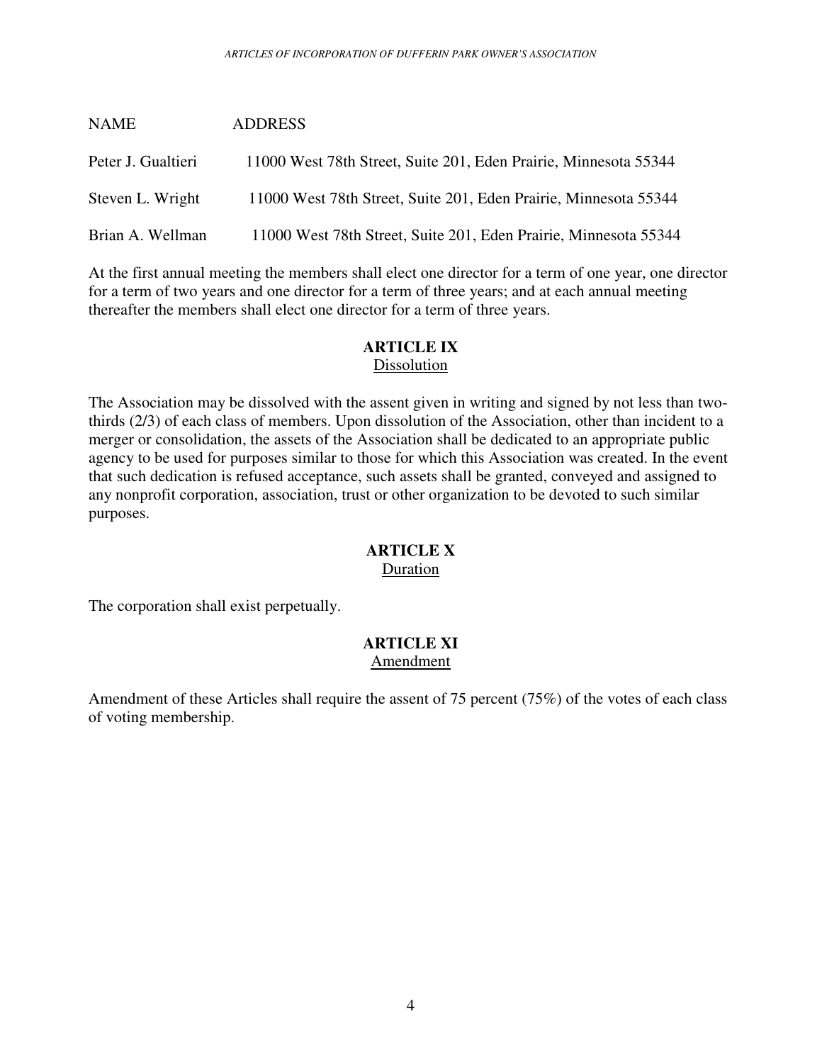| NAME | ADDRESS |
| --- | --- |
| Peter J. Gualtieri | 11000 West 78th Street, Suite 201, Eden Prairie, Minnesota 55344 |
| Steven L. Wright | 11000 West 78th Street, Suite 201, Eden Prairie, Minnesota 55344 |
| Brian A. Wellman | 11000 West 78th Street, Suite 201, Eden Prairie, Minnesota 55344 |

At the first annual meeting the members shall elect one director for a term of one year, one director for a term of two years and one director for a term of three years; and at each annual meeting thereafter the members shall elect one director for a term of three years.

## ARTICLE IX
Dissolution

The Association may be dissolved with the assent given in writing and signed by not less than two-thirds (2/3) of each class of members. Upon dissolution of the Association, other than incident to a merger or consolidation, the assets of the Association shall be dedicated to an appropriate public agency to be used for purposes similar to those for which this Association was created. In the event that such dedication is refused acceptance, such assets shall be granted, conveyed and assigned to any nonprofit corporation, association, trust or other organization to be devoted to such similar purposes.

## ARTICLE X
Duration

The corporation shall exist perpetually.

## ARTICLE XI
Amendment

Amendment of these Articles shall require the assent of 75 percent (75%) of the votes of each class of voting membership.